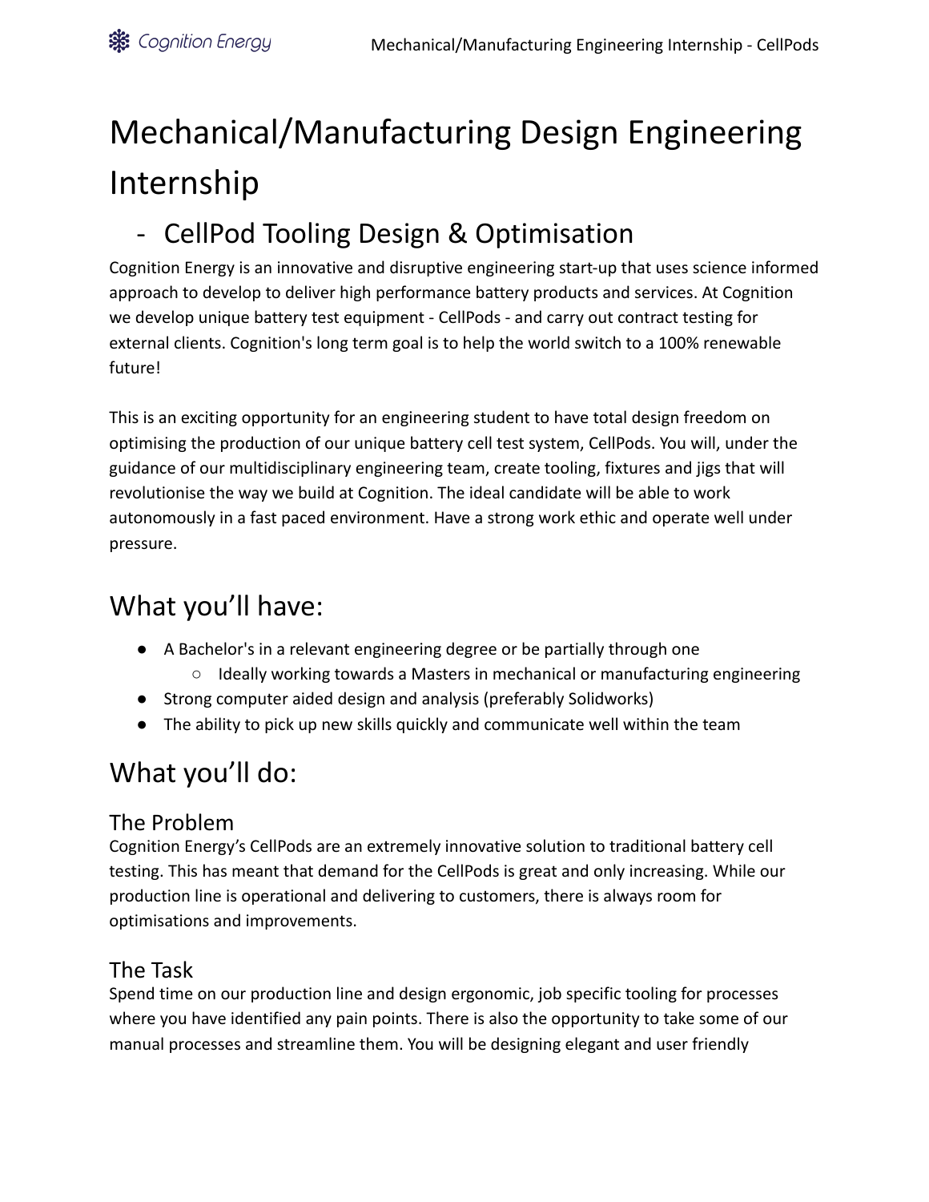# Mechanical/Manufacturing Design Engineering Internship

## - CellPod Tooling Design & Optimisation

Cognition Energy is an innovative and disruptive engineering start-up that uses science informed approach to develop to deliver high performance battery products and services. At Cognition we develop unique battery test equipment - CellPods - and carry out contract testing for external clients. Cognition's long term goal is to help the world switch to a 100% renewable future!

This is an exciting opportunity for an engineering student to have total design freedom on optimising the production of our unique battery cell test system, CellPods. You will, under the guidance of our multidisciplinary engineering team, create tooling, fixtures and jigs that will revolutionise the way we build at Cognition. The ideal candidate will be able to work autonomously in a fast paced environment. Have a strong work ethic and operate well under pressure.

## What you'll have:

- A Bachelor's in a relevant engineering degree or be partially through one
  - Ideally working towards a Masters in mechanical or manufacturing engineering
- Strong computer aided design and analysis (preferably Solidworks)
- The ability to pick up new skills quickly and communicate well within the team

## What you'll do:

### The Problem

Cognition Energy's CellPods are an extremely innovative solution to traditional battery cell testing. This has meant that demand for the CellPods is great and only increasing. While our production line is operational and delivering to customers, there is always room for optimisations and improvements.

### The Task

Spend time on our production line and design ergonomic, job specific tooling for processes where you have identified any pain points. There is also the opportunity to take some of our manual processes and streamline them. You will be designing elegant and user friendly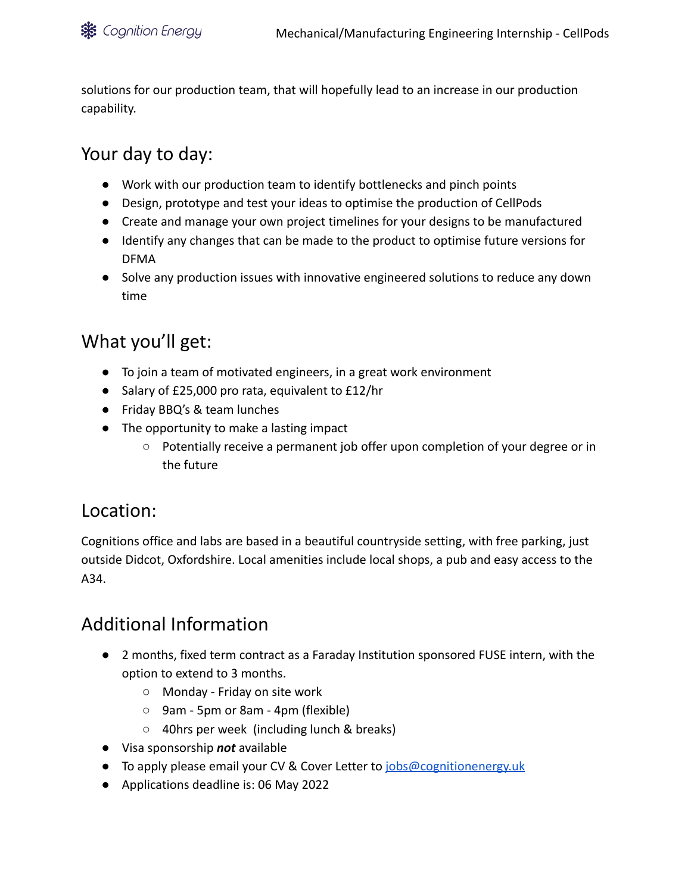solutions for our production team, that will hopefully lead to an increase in our production capability.

## Your day to day:

- Work with our production team to identify bottlenecks and pinch points
- Design, prototype and test your ideas to optimise the production of CellPods
- Create and manage your own project timelines for your designs to be manufactured
- Identify any changes that can be made to the product to optimise future versions for DFMA
- Solve any production issues with innovative engineered solutions to reduce any down time

## What you'll get:

- To join a team of motivated engineers, in a great work environment
- Salary of £25,000 pro rata, equivalent to £12/hr
- Friday BBQ's & team lunches
- The opportunity to make a lasting impact
    - Potentially receive a permanent job offer upon completion of your degree or in the future

## Location:

Cognitions office and labs are based in a beautiful countryside setting, with free parking, just outside Didcot, Oxfordshire. Local amenities include local shops, a pub and easy access to the A34.

## Additional Information

- 2 months, fixed term contract as a Faraday Institution sponsored FUSE intern, with the option to extend to 3 months.
    - Monday - Friday on site work
    - 9am - 5pm or 8am - 4pm (flexible)
    - 40hrs per week (including lunch & breaks)
- Visa sponsorship ***not*** available
- To apply please email your CV & Cover Letter to [jobs@cognitionenergy.uk](mailto:jobs@cognitionenergy.uk)
- Applications deadline is: 06 May 2022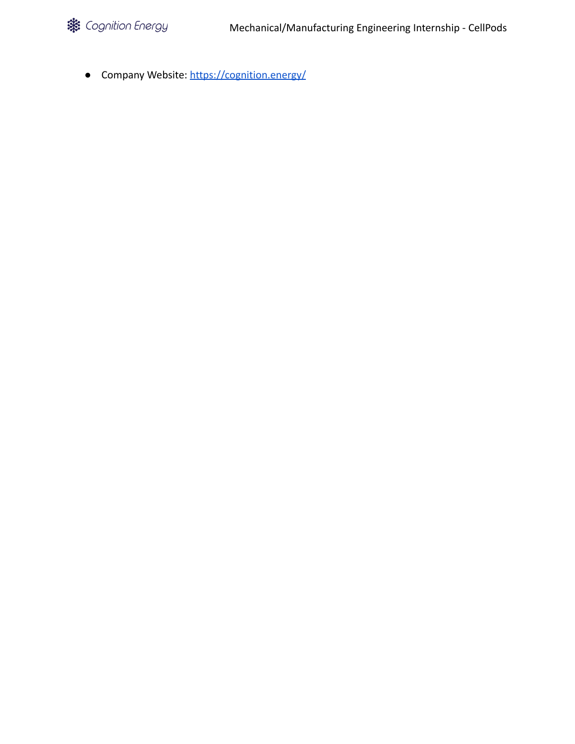- Company Website: [https://cognition.energy/](https://cognition.energy/)